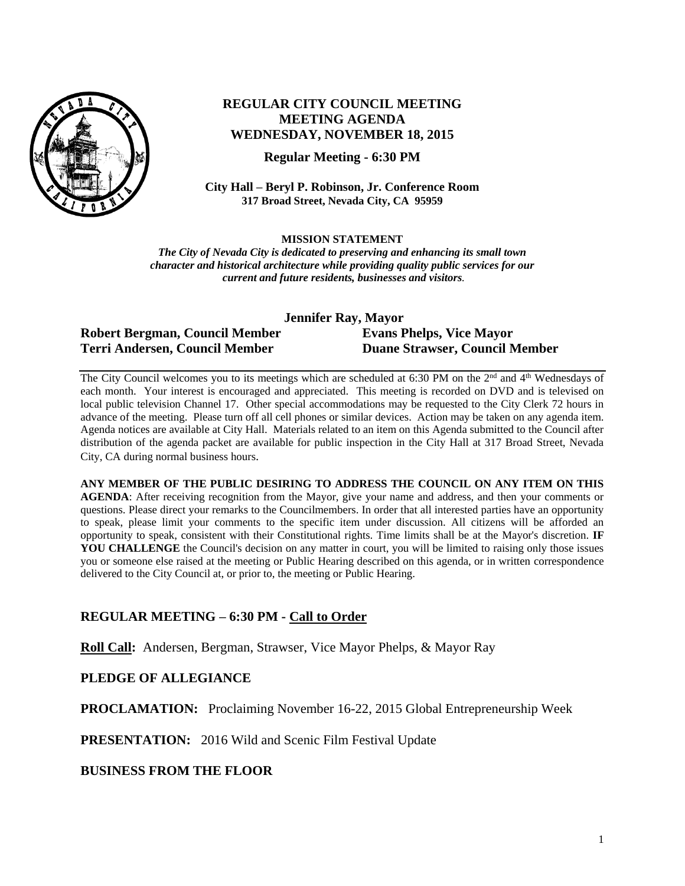# REGULAR CITY COUNCIL MEETING
## MEETING AGENDA
## WEDNESDAY, NOVEMBER 18, 2015

**Regular Meeting - 6:30 PM**

**City Hall – Beryl P. Robinson, Jr. Conference Room**
**317 Broad Street, Nevada City, CA 95959**

**MISSION STATEMENT**

***The City of Nevada City is dedicated to preserving and enhancing its small town character and historical architecture while providing quality public services for our current and future residents, businesses and visitors.***

**Jennifer Ray, Mayor**

**Robert Bergman, Council Member** **Evans Phelps, Vice Mayor**

**Terri Andersen, Council Member** **Duane Strawser, Council Member**

---

The City Council welcomes you to its meetings which are scheduled at 6:30 PM on the 2nd and 4th Wednesdays of each month. Your interest is encouraged and appreciated. This meeting is recorded on DVD and is televised on local public television Channel 17. Other special accommodations may be requested to the City Clerk 72 hours in advance of the meeting. Please turn off all cell phones or similar devices. Action may be taken on any agenda item. Agenda notices are available at City Hall. Materials related to an item on this Agenda submitted to the Council after distribution of the agenda packet are available for public inspection in the City Hall at 317 Broad Street, Nevada City, CA during normal business hours.

**ANY MEMBER OF THE PUBLIC DESIRING TO ADDRESS THE COUNCIL ON ANY ITEM ON THIS AGENDA**: After receiving recognition from the Mayor, give your name and address, and then your comments or questions. Please direct your remarks to the Councilmembers. In order that all interested parties have an opportunity to speak, please limit your comments to the specific item under discussion. All citizens will be afforded an opportunity to speak, consistent with their Constitutional rights. Time limits shall be at the Mayor's discretion. **IF YOU CHALLENGE** the Council's decision on any matter in court, you will be limited to raising only those issues you or someone else raised at the meeting or Public Hearing described on this agenda, or in written correspondence delivered to the City Council at, or prior to, the meeting or Public Hearing.

## REGULAR MEETING – 6:30 PM - Call to Order

**Roll Call:** Andersen, Bergman, Strawser, Vice Mayor Phelps, & Mayor Ray

## PLEDGE OF ALLEGIANCE

**PROCLAMATION:** Proclaiming November 16-22, 2015 Global Entrepreneurship Week

**PRESENTATION:** 2016 Wild and Scenic Film Festival Update

## BUSINESS FROM THE FLOOR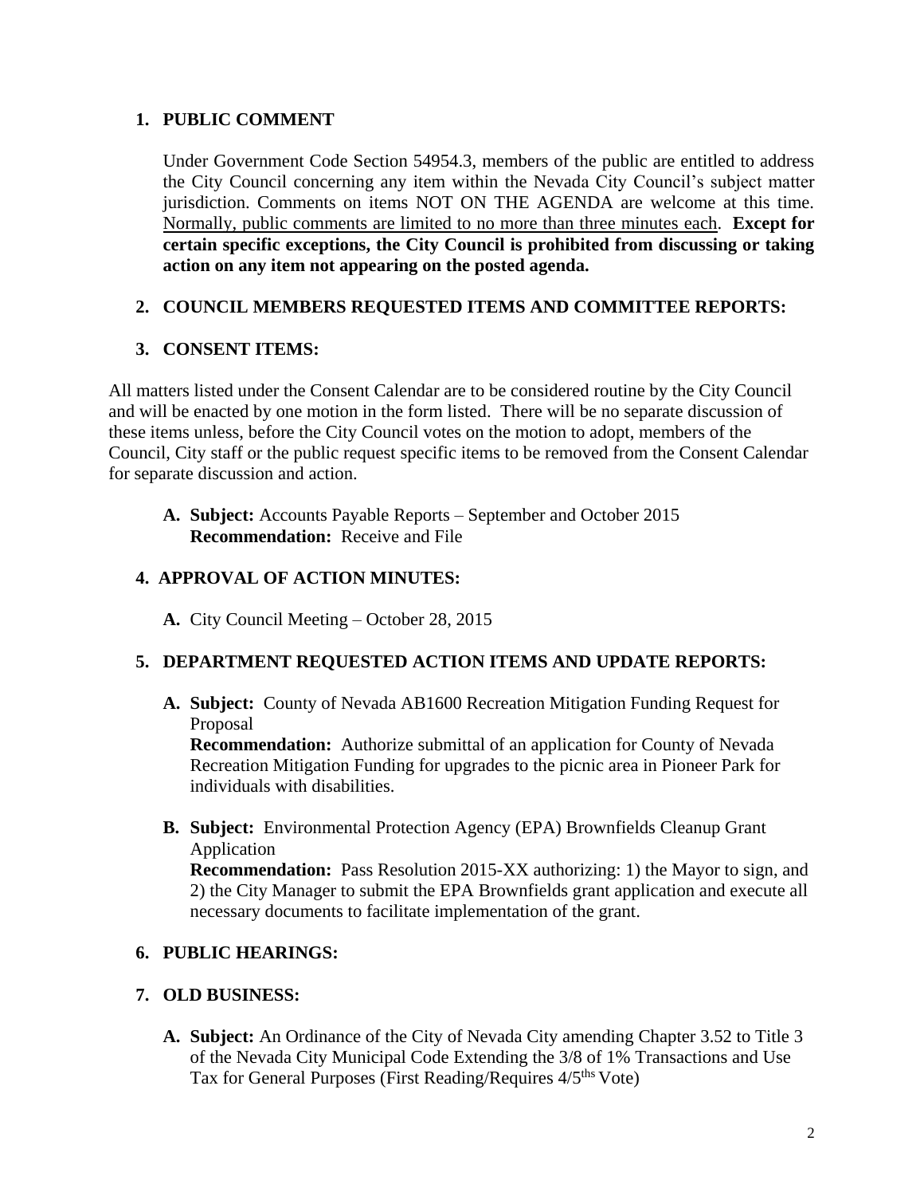## 1. PUBLIC COMMENT

Under Government Code Section 54954.3, members of the public are entitled to address the City Council concerning any item within the Nevada City Council's subject matter jurisdiction. Comments on items NOT ON THE AGENDA are welcome at this time. Normally, public comments are limited to no more than three minutes each. **Except for certain specific exceptions, the City Council is prohibited from discussing or taking action on any item not appearing on the posted agenda.**

## 2. COUNCIL MEMBERS REQUESTED ITEMS AND COMMITTEE REPORTS:

## 3. CONSENT ITEMS:

All matters listed under the Consent Calendar are to be considered routine by the City Council and will be enacted by one motion in the form listed. There will be no separate discussion of these items unless, before the City Council votes on the motion to adopt, members of the Council, City staff or the public request specific items to be removed from the Consent Calendar for separate discussion and action.

**A. Subject:** Accounts Payable Reports – September and October 2015
**Recommendation:** Receive and File

## 4. APPROVAL OF ACTION MINUTES:

**A.** City Council Meeting – October 28, 2015

## 5. DEPARTMENT REQUESTED ACTION ITEMS AND UPDATE REPORTS:

**A. Subject:** County of Nevada AB1600 Recreation Mitigation Funding Request for Proposal
**Recommendation:** Authorize submittal of an application for County of Nevada Recreation Mitigation Funding for upgrades to the picnic area in Pioneer Park for individuals with disabilities.

**B. Subject:** Environmental Protection Agency (EPA) Brownfields Cleanup Grant Application
**Recommendation:** Pass Resolution 2015-XX authorizing: 1) the Mayor to sign, and 2) the City Manager to submit the EPA Brownfields grant application and execute all necessary documents to facilitate implementation of the grant.

## 6. PUBLIC HEARINGS:

## 7. OLD BUSINESS:

**A. Subject:** An Ordinance of the City of Nevada City amending Chapter 3.52 to Title 3 of the Nevada City Municipal Code Extending the 3/8 of 1% Transactions and Use Tax for General Purposes (First Reading/Requires 4/5ths Vote)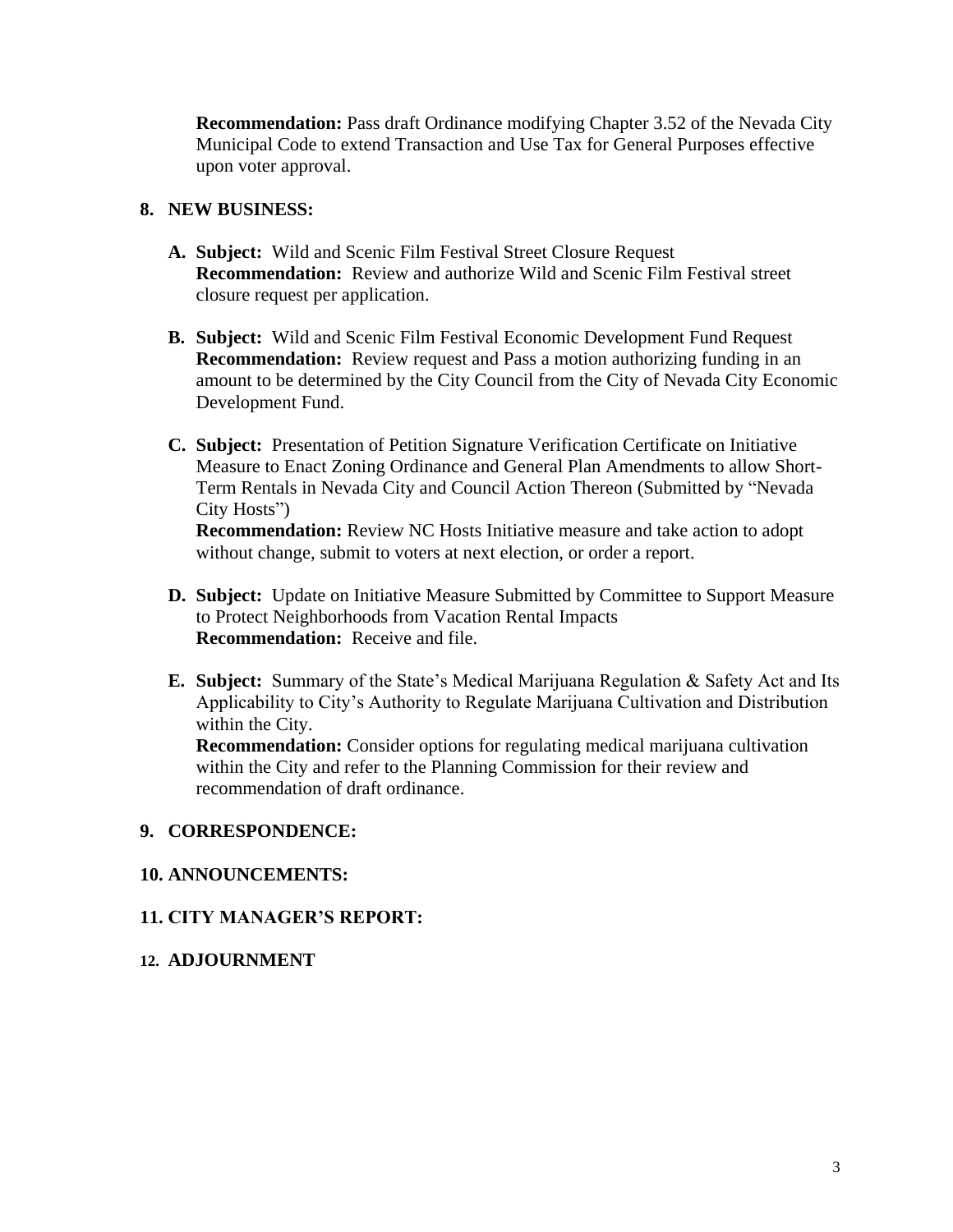**Recommendation:** Pass draft Ordinance modifying Chapter 3.52 of the Nevada City Municipal Code to extend Transaction and Use Tax for General Purposes effective upon voter approval.

**8. NEW BUSINESS:**

**A. Subject:** Wild and Scenic Film Festival Street Closure Request
**Recommendation:** Review and authorize Wild and Scenic Film Festival street closure request per application.

**B. Subject:** Wild and Scenic Film Festival Economic Development Fund Request
**Recommendation:** Review request and Pass a motion authorizing funding in an amount to be determined by the City Council from the City of Nevada City Economic Development Fund.

**C. Subject:** Presentation of Petition Signature Verification Certificate on Initiative Measure to Enact Zoning Ordinance and General Plan Amendments to allow Short-Term Rentals in Nevada City and Council Action Thereon (Submitted by "Nevada City Hosts")
**Recommendation:** Review NC Hosts Initiative measure and take action to adopt without change, submit to voters at next election, or order a report.

**D. Subject:** Update on Initiative Measure Submitted by Committee to Support Measure to Protect Neighborhoods from Vacation Rental Impacts
**Recommendation:** Receive and file.

**E. Subject:** Summary of the State's Medical Marijuana Regulation & Safety Act and Its Applicability to City's Authority to Regulate Marijuana Cultivation and Distribution within the City.
**Recommendation:** Consider options for regulating medical marijuana cultivation within the City and refer to the Planning Commission for their review and recommendation of draft ordinance.

**9. CORRESPONDENCE:**

**10. ANNOUNCEMENTS:**

**11. CITY MANAGER'S REPORT:**

**12. ADJOURNMENT**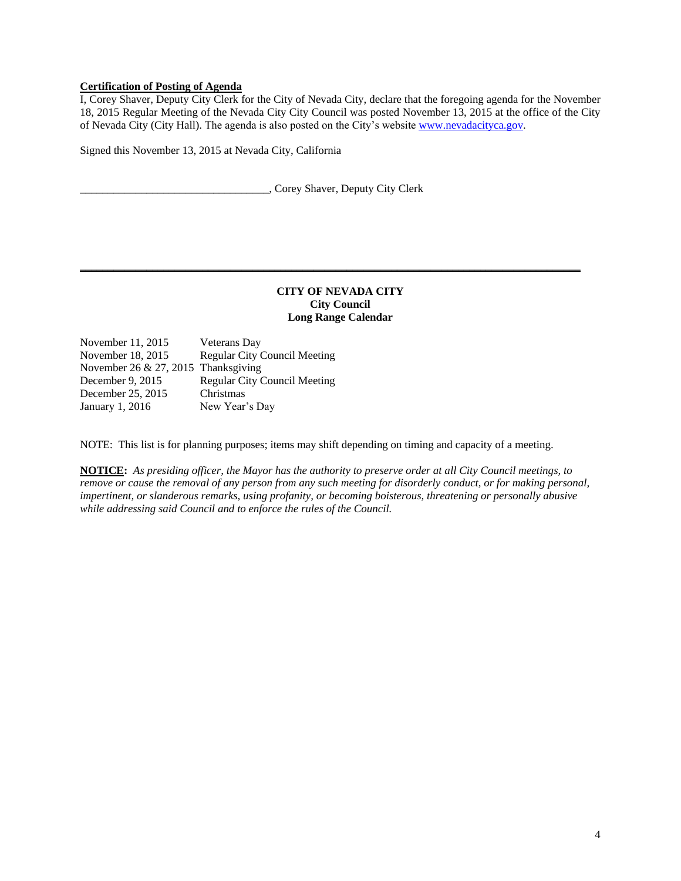**Certification of Posting of Agenda**

I, Corey Shaver, Deputy City Clerk for the City of Nevada City, declare that the foregoing agenda for the November 18, 2015 Regular Meeting of the Nevada City City Council was posted November 13, 2015 at the office of the City of Nevada City (City Hall). The agenda is also posted on the City's website www.nevadacityca.gov.

Signed this November 13, 2015 at Nevada City, California

\_\_\_\_\_\_\_\_\_\_\_\_\_\_\_\_\_\_\_\_\_\_\_\_\_\_\_\_\_\_\_\_\_\_, Corey Shaver, Deputy City Clerk

---

**CITY OF NEVADA CITY**
**City Council**
**Long Range Calendar**

| | |
|---|---|
| November 11, 2015 | Veterans Day |
| November 18, 2015 | Regular City Council Meeting |
| November 26 & 27, 2015 | Thanksgiving |
| December 9, 2015 | Regular City Council Meeting |
| December 25, 2015 | Christmas |
| January 1, 2016 | New Year's Day |

NOTE: This list is for planning purposes; items may shift depending on timing and capacity of a meeting.

**NOTICE:** *As presiding officer, the Mayor has the authority to preserve order at all City Council meetings, to remove or cause the removal of any person from any such meeting for disorderly conduct, or for making personal, impertinent, or slanderous remarks, using profanity, or becoming boisterous, threatening or personally abusive while addressing said Council and to enforce the rules of the Council.*